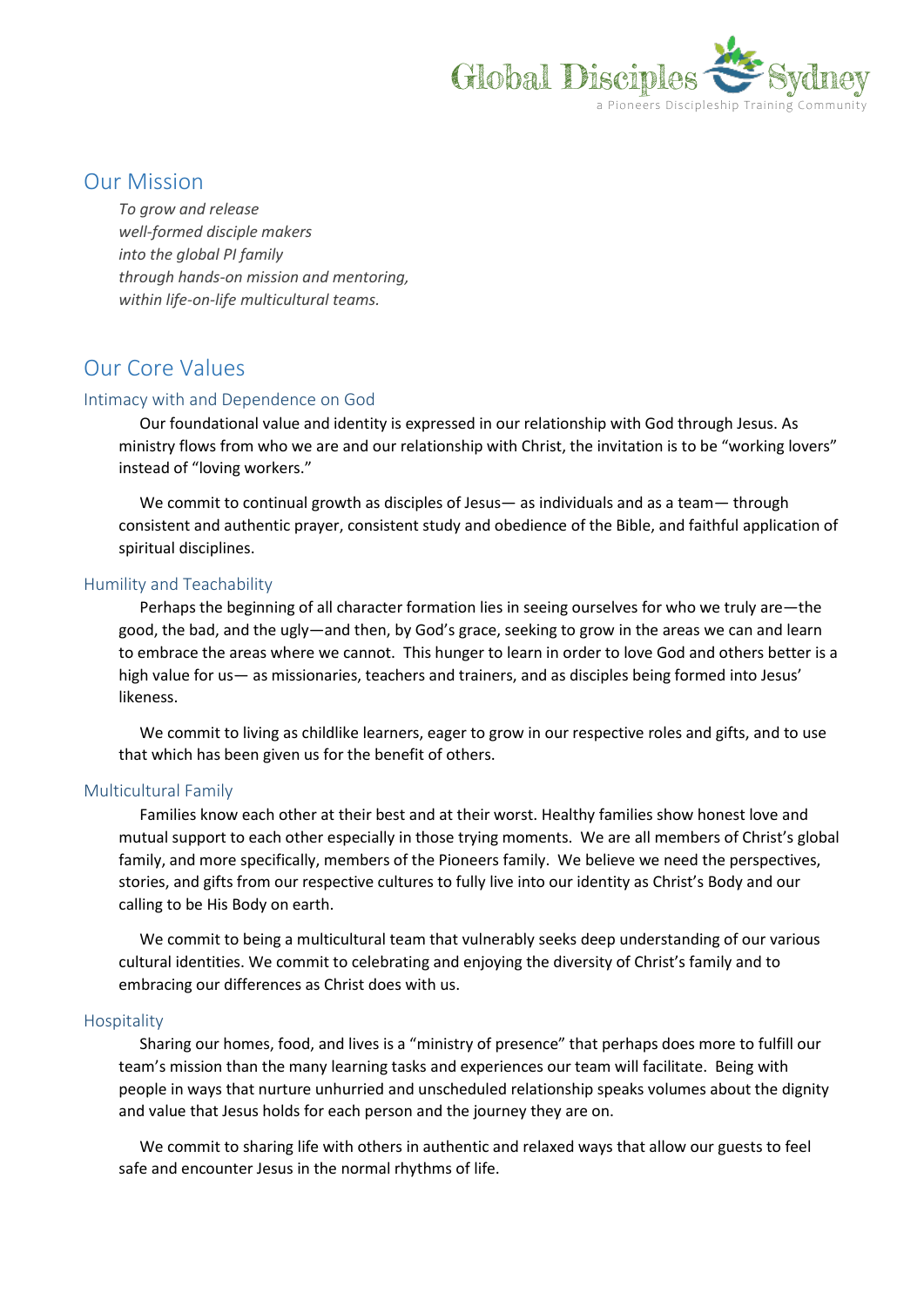Global Disciples Sydney
a Pioneers Discipleship Training Community

## Our Mission

*To grow and release*
*well-formed disciple makers*
*into the global PI family*
*through hands-on mission and mentoring,*
*within life-on-life multicultural teams.*

## Our Core Values

### Intimacy with and Dependence on God

Our foundational value and identity is expressed in our relationship with God through Jesus. As ministry flows from who we are and our relationship with Christ, the invitation is to be "working lovers" instead of "loving workers."

We commit to continual growth as disciples of Jesus— as individuals and as a team— through consistent and authentic prayer, consistent study and obedience of the Bible, and faithful application of spiritual disciplines.

### Humility and Teachability

Perhaps the beginning of all character formation lies in seeing ourselves for who we truly are—the good, the bad, and the ugly—and then, by God's grace, seeking to grow in the areas we can and learn to embrace the areas where we cannot. This hunger to learn in order to love God and others better is a high value for us— as missionaries, teachers and trainers, and as disciples being formed into Jesus' likeness.

We commit to living as childlike learners, eager to grow in our respective roles and gifts, and to use that which has been given us for the benefit of others.

### Multicultural Family

Families know each other at their best and at their worst. Healthy families show honest love and mutual support to each other especially in those trying moments. We are all members of Christ's global family, and more specifically, members of the Pioneers family. We believe we need the perspectives, stories, and gifts from our respective cultures to fully live into our identity as Christ's Body and our calling to be His Body on earth.

We commit to being a multicultural team that vulnerably seeks deep understanding of our various cultural identities. We commit to celebrating and enjoying the diversity of Christ's family and to embracing our differences as Christ does with us.

### Hospitality

Sharing our homes, food, and lives is a "ministry of presence" that perhaps does more to fulfill our team's mission than the many learning tasks and experiences our team will facilitate. Being with people in ways that nurture unhurried and unscheduled relationship speaks volumes about the dignity and value that Jesus holds for each person and the journey they are on.

We commit to sharing life with others in authentic and relaxed ways that allow our guests to feel safe and encounter Jesus in the normal rhythms of life.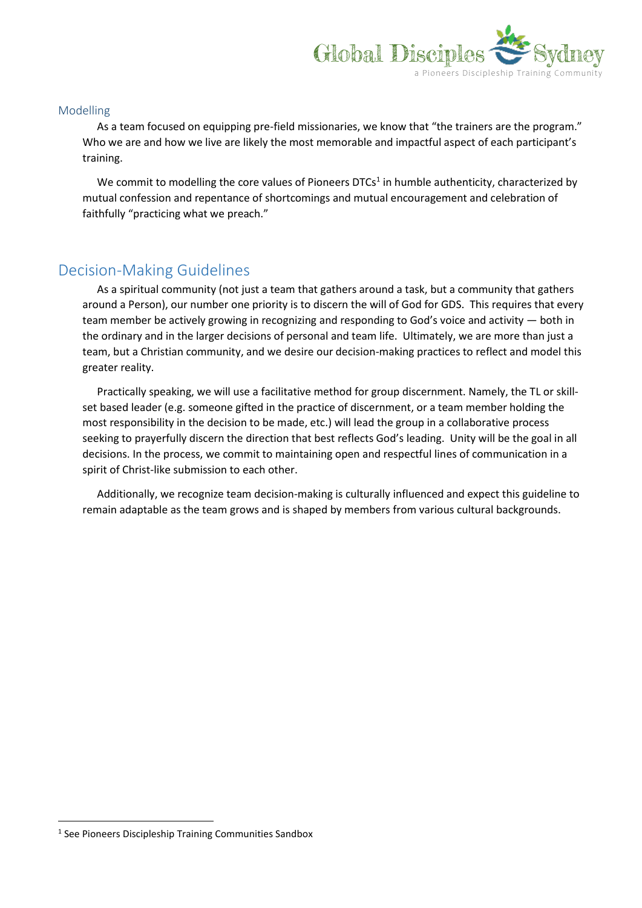### Modelling

As a team focused on equipping pre-field missionaries, we know that "the trainers are the program." Who we are and how we live are likely the most memorable and impactful aspect of each participant's training.

We commit to modelling the core values of Pioneers DTCs[1] in humble authenticity, characterized by mutual confession and repentance of shortcomings and mutual encouragement and celebration of faithfully "practicing what we preach."

## Decision-Making Guidelines

As a spiritual community (not just a team that gathers around a task, but a community that gathers around a Person), our number one priority is to discern the will of God for GDS. This requires that every team member be actively growing in recognizing and responding to God's voice and activity — both in the ordinary and in the larger decisions of personal and team life. Ultimately, we are more than just a team, but a Christian community, and we desire our decision-making practices to reflect and model this greater reality.

Practically speaking, we will use a facilitative method for group discernment. Namely, the TL or skill-set based leader (e.g. someone gifted in the practice of discernment, or a team member holding the most responsibility in the decision to be made, etc.) will lead the group in a collaborative process seeking to prayerfully discern the direction that best reflects God's leading. Unity will be the goal in all decisions. In the process, we commit to maintaining open and respectful lines of communication in a spirit of Christ-like submission to each other.

Additionally, we recognize team decision-making is culturally influenced and expect this guideline to remain adaptable as the team grows and is shaped by members from various cultural backgrounds.

[1] See Pioneers Discipleship Training Communities Sandbox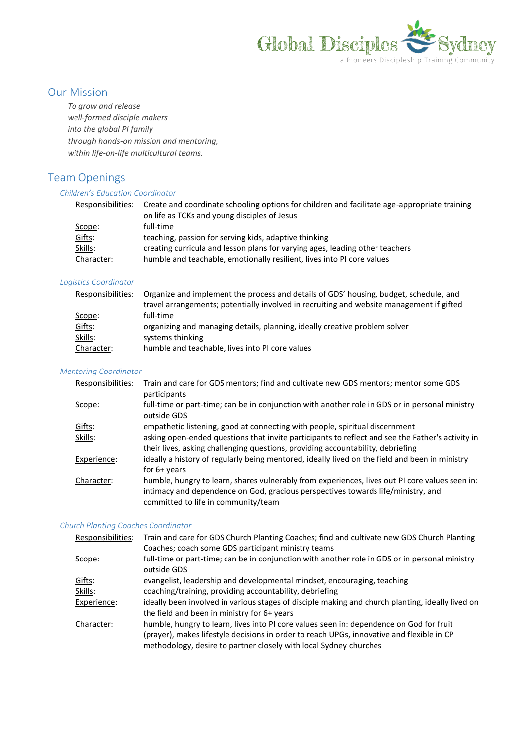## Our Mission

*To grow and release*
*well-formed disciple makers*
*into the global PI family*
*through hands-on mission and mentoring,*
*within life-on-life multicultural teams.*

## Team Openings

### *Children's Education Coordinator*

| | |
|---|---|
| Responsibilities: | Create and coordinate schooling options for children and facilitate age-appropriate training on life as TCKs and young disciples of Jesus |
| Scope: | full-time |
| Gifts: | teaching, passion for serving kids, adaptive thinking |
| Skills: | creating curricula and lesson plans for varying ages, leading other teachers |
| Character: | humble and teachable, emotionally resilient, lives into PI core values |

### *Logistics Coordinator*

| | |
|---|---|
| Responsibilities: | Organize and implement the process and details of GDS' housing, budget, schedule, and travel arrangements; potentially involved in recruiting and website management if gifted |
| Scope: | full-time |
| Gifts: | organizing and managing details, planning, ideally creative problem solver |
| Skills: | systems thinking |
| Character: | humble and teachable, lives into PI core values |

### *Mentoring Coordinator*

| | |
|---|---|
| Responsibilities: | Train and care for GDS mentors; find and cultivate new GDS mentors; mentor some GDS participants |
| Scope: | full-time or part-time; can be in conjunction with another role in GDS or in personal ministry outside GDS |
| Gifts: | empathetic listening, good at connecting with people, spiritual discernment |
| Skills: | asking open-ended questions that invite participants to reflect and see the Father's activity in their lives, asking challenging questions, providing accountability, debriefing |
| Experience: | ideally a history of regularly being mentored, ideally lived on the field and been in ministry for 6+ years |
| Character: | humble, hungry to learn, shares vulnerably from experiences, lives out PI core values seen in: intimacy and dependence on God, gracious perspectives towards life/ministry, and committed to life in community/team |

### *Church Planting Coaches Coordinator*

| | |
|---|---|
| Responsibilities: | Train and care for GDS Church Planting Coaches; find and cultivate new GDS Church Planting Coaches; coach some GDS participant ministry teams |
| Scope: | full-time or part-time; can be in conjunction with another role in GDS or in personal ministry outside GDS |
| Gifts: | evangelist, leadership and developmental mindset, encouraging, teaching |
| Skills: | coaching/training, providing accountability, debriefing |
| Experience: | ideally been involved in various stages of disciple making and church planting, ideally lived on the field and been in ministry for 6+ years |
| Character: | humble, hungry to learn, lives into PI core values seen in: dependence on God for fruit (prayer), makes lifestyle decisions in order to reach UPGs, innovative and flexible in CP methodology, desire to partner closely with local Sydney churches |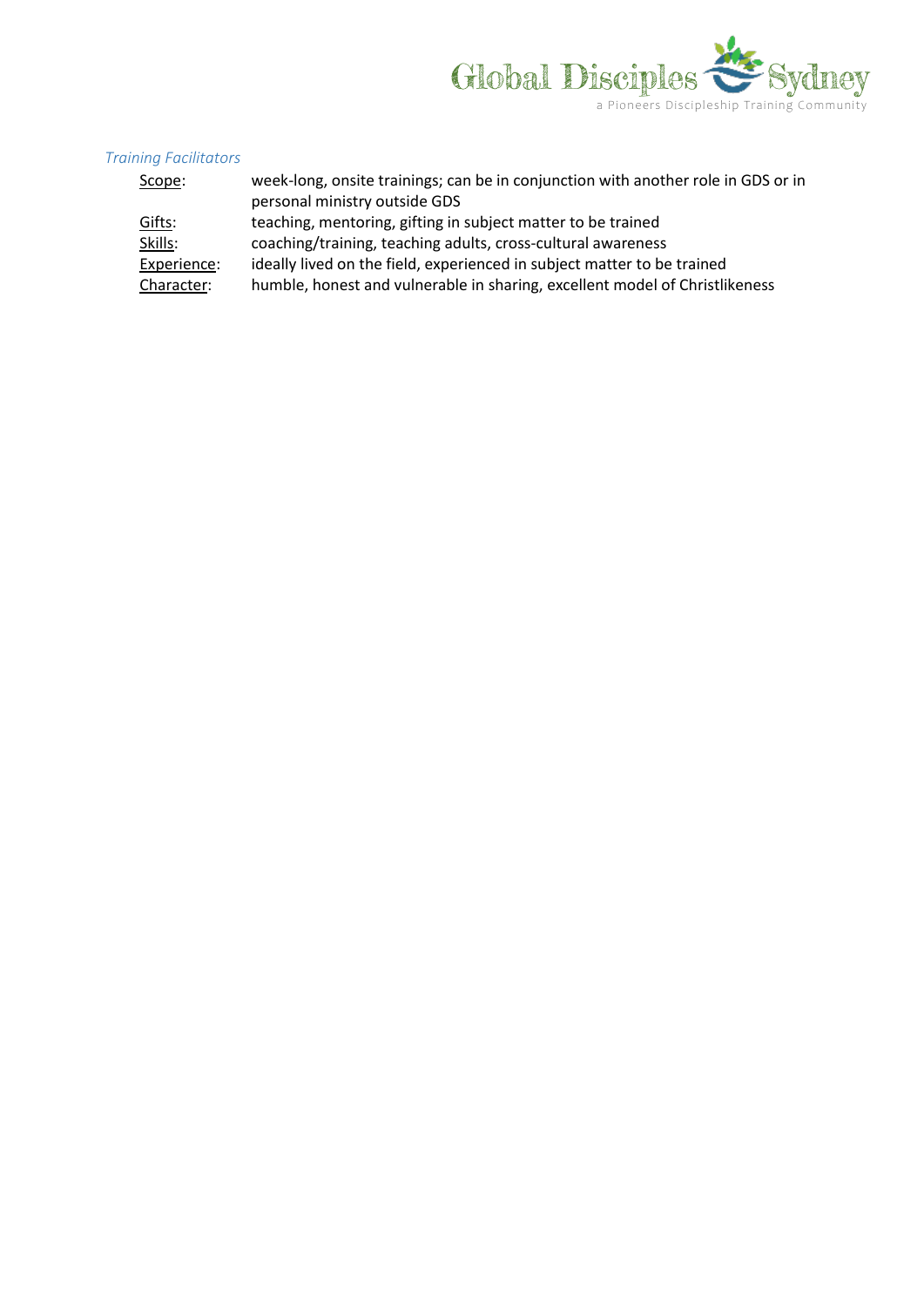*Training Facilitators*

| | |
|---|---|
| Scope: | week-long, onsite trainings; can be in conjunction with another role in GDS or in personal ministry outside GDS |
| Gifts: | teaching, mentoring, gifting in subject matter to be trained |
| Skills: | coaching/training, teaching adults, cross-cultural awareness |
| Experience: | ideally lived on the field, experienced in subject matter to be trained |
| Character: | humble, honest and vulnerable in sharing, excellent model of Christlikeness |